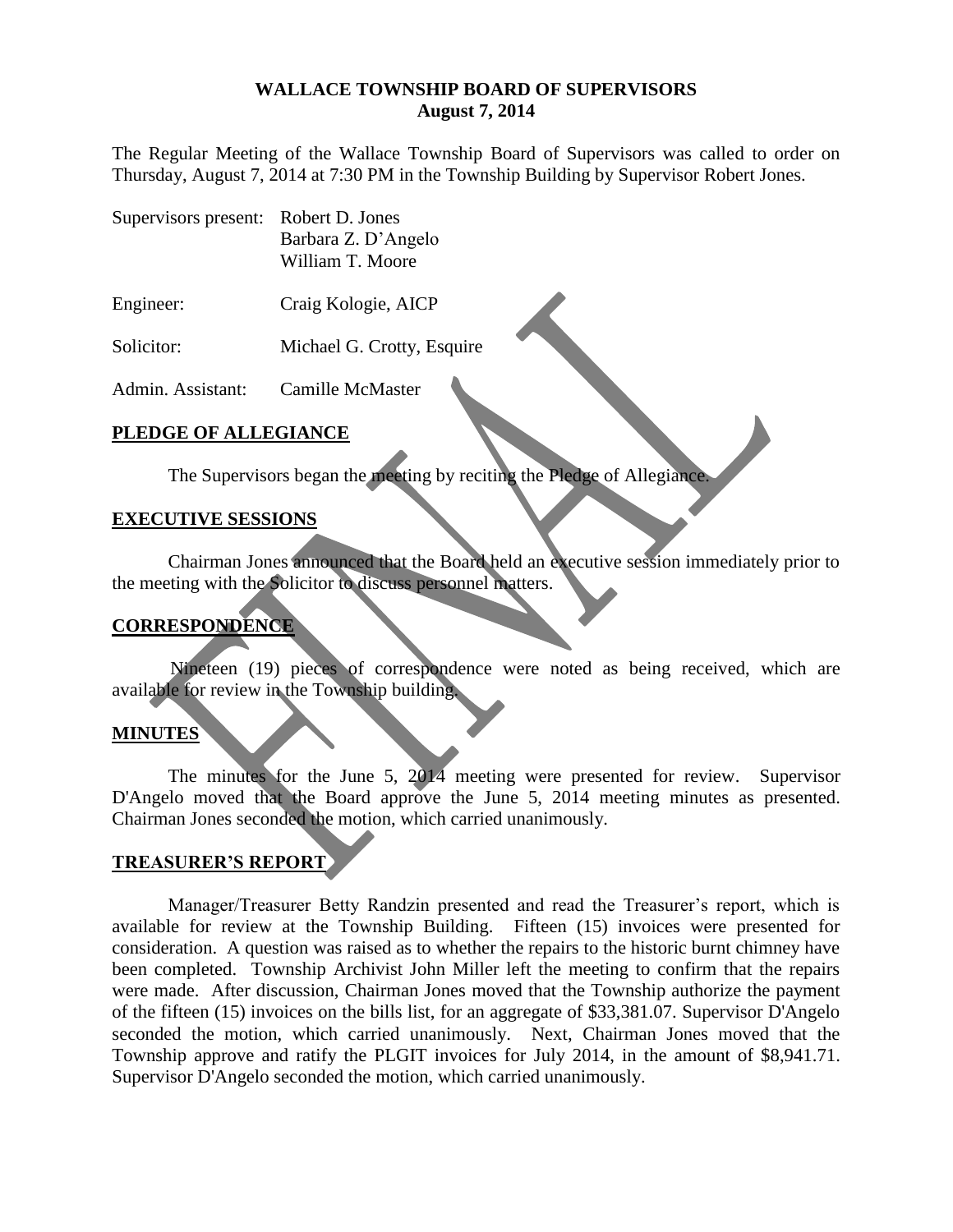# WALLACE TOWNSHIP BOARD OF SUPERVISORS
## August 7, 2014

The Regular Meeting of the Wallace Township Board of Supervisors was called to order on Thursday, August 7, 2014 at 7:30 PM in the Township Building by Supervisor Robert Jones.

Supervisors present: Robert D. Jones
Barbara Z. D'Angelo
William T. Moore

Engineer: Craig Kologie, AICP

Solicitor: Michael G. Crotty, Esquire

Admin. Assistant: Camille McMaster

**PLEDGE OF ALLEGIANCE**

The Supervisors began the meeting by reciting the Pledge of Allegiance.

**EXECUTIVE SESSIONS**

Chairman Jones announced that the Board held an executive session immediately prior to the meeting with the Solicitor to discuss personnel matters.

**CORRESPONDENCE**

Nineteen (19) pieces of correspondence were noted as being received, which are available for review in the Township building.

**MINUTES**

The minutes for the June 5, 2014 meeting were presented for review. Supervisor D'Angelo moved that the Board approve the June 5, 2014 meeting minutes as presented. Chairman Jones seconded the motion, which carried unanimously.

**TREASURER'S REPORT**

Manager/Treasurer Betty Randzin presented and read the Treasurer's report, which is available for review at the Township Building. Fifteen (15) invoices were presented for consideration. A question was raised as to whether the repairs to the historic burnt chimney have been completed. Township Archivist John Miller left the meeting to confirm that the repairs were made. After discussion, Chairman Jones moved that the Township authorize the payment of the fifteen (15) invoices on the bills list, for an aggregate of $33,381.07. Supervisor D'Angelo seconded the motion, which carried unanimously. Next, Chairman Jones moved that the Township approve and ratify the PLGIT invoices for July 2014, in the amount of $8,941.71. Supervisor D'Angelo seconded the motion, which carried unanimously.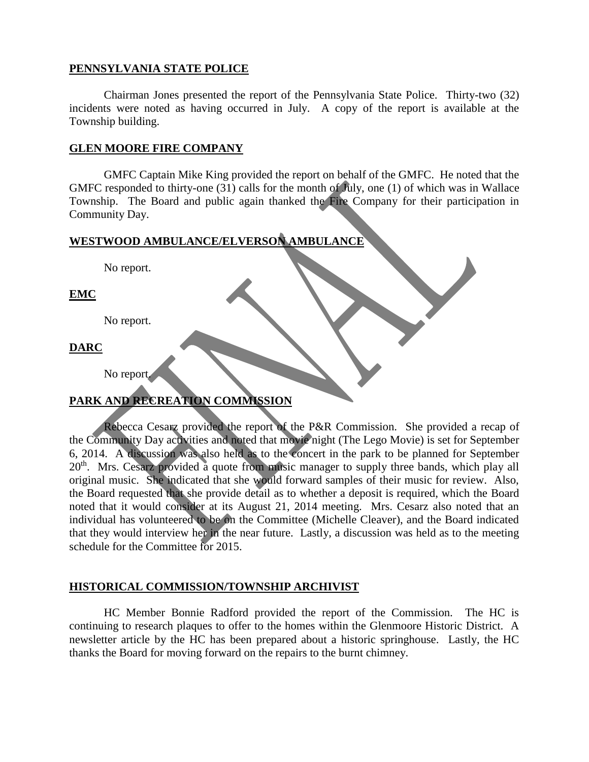## PENNSYLVANIA STATE POLICE

Chairman Jones presented the report of the Pennsylvania State Police. Thirty-two (32) incidents were noted as having occurred in July. A copy of the report is available at the Township building.

## GLEN MOORE FIRE COMPANY

GMFC Captain Mike King provided the report on behalf of the GMFC. He noted that the GMFC responded to thirty-one (31) calls for the month of July, one (1) of which was in Wallace Township. The Board and public again thanked the Fire Company for their participation in Community Day.

## WESTWOOD AMBULANCE/ELVERSON AMBULANCE

No report.

## EMC

No report.

## DARC

No report.

## PARK AND RECREATION COMMISSION

Rebecca Cesarz provided the report of the P&R Commission. She provided a recap of the Community Day activities and noted that movie night (The Lego Movie) is set for September 6, 2014. A discussion was also held as to the concert in the park to be planned for September 20th. Mrs. Cesarz provided a quote from music manager to supply three bands, which play all original music. She indicated that she would forward samples of their music for review. Also, the Board requested that she provide detail as to whether a deposit is required, which the Board noted that it would consider at its August 21, 2014 meeting. Mrs. Cesarz also noted that an individual has volunteered to be on the Committee (Michelle Cleaver), and the Board indicated that they would interview her in the near future. Lastly, a discussion was held as to the meeting schedule for the Committee for 2015.

## HISTORICAL COMMISSION/TOWNSHIP ARCHIVIST

HC Member Bonnie Radford provided the report of the Commission. The HC is continuing to research plaques to offer to the homes within the Glenmoore Historic District. A newsletter article by the HC has been prepared about a historic springhouse. Lastly, the HC thanks the Board for moving forward on the repairs to the burnt chimney.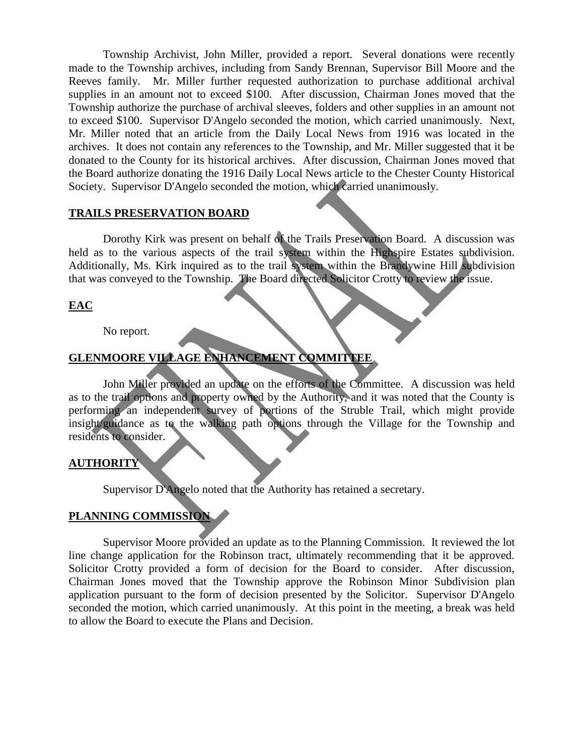Township Archivist, John Miller, provided a report. Several donations were recently made to the Township archives, including from Sandy Brennan, Supervisor Bill Moore and the Reeves family. Mr. Miller further requested authorization to purchase additional archival supplies in an amount not to exceed $100. After discussion, Chairman Jones moved that the Township authorize the purchase of archival sleeves, folders and other supplies in an amount not to exceed $100. Supervisor D'Angelo seconded the motion, which carried unanimously. Next, Mr. Miller noted that an article from the Daily Local News from 1916 was located in the archives. It does not contain any references to the Township, and Mr. Miller suggested that it be donated to the County for its historical archives. After discussion, Chairman Jones moved that the Board authorize donating the 1916 Daily Local News article to the Chester County Historical Society. Supervisor D'Angelo seconded the motion, which carried unanimously.

**TRAILS PRESERVATION BOARD**

Dorothy Kirk was present on behalf of the Trails Preservation Board. A discussion was held as to the various aspects of the trail system within the Highspire Estates subdivision. Additionally, Ms. Kirk inquired as to the trail system within the Brandywine Hill subdivision that was conveyed to the Township. The Board directed Solicitor Crotty to review the issue.

**EAC**

No report.

**GLENMOORE VILLAGE ENHANCEMENT COMMITTEE**

John Miller provided an update on the efforts of the Committee. A discussion was held as to the trail options and property owned by the Authority, and it was noted that the County is performing an independent survey of portions of the Struble Trail, which might provide insight/guidance as to the walking path options through the Village for the Township and residents to consider.

**AUTHORITY**

Supervisor D'Angelo noted that the Authority has retained a secretary.

**PLANNING COMMISSION**

Supervisor Moore provided an update as to the Planning Commission. It reviewed the lot line change application for the Robinson tract, ultimately recommending that it be approved. Solicitor Crotty provided a form of decision for the Board to consider. After discussion, Chairman Jones moved that the Township approve the Robinson Minor Subdivision plan application pursuant to the form of decision presented by the Solicitor. Supervisor D'Angelo seconded the motion, which carried unanimously. At this point in the meeting, a break was held to allow the Board to execute the Plans and Decision.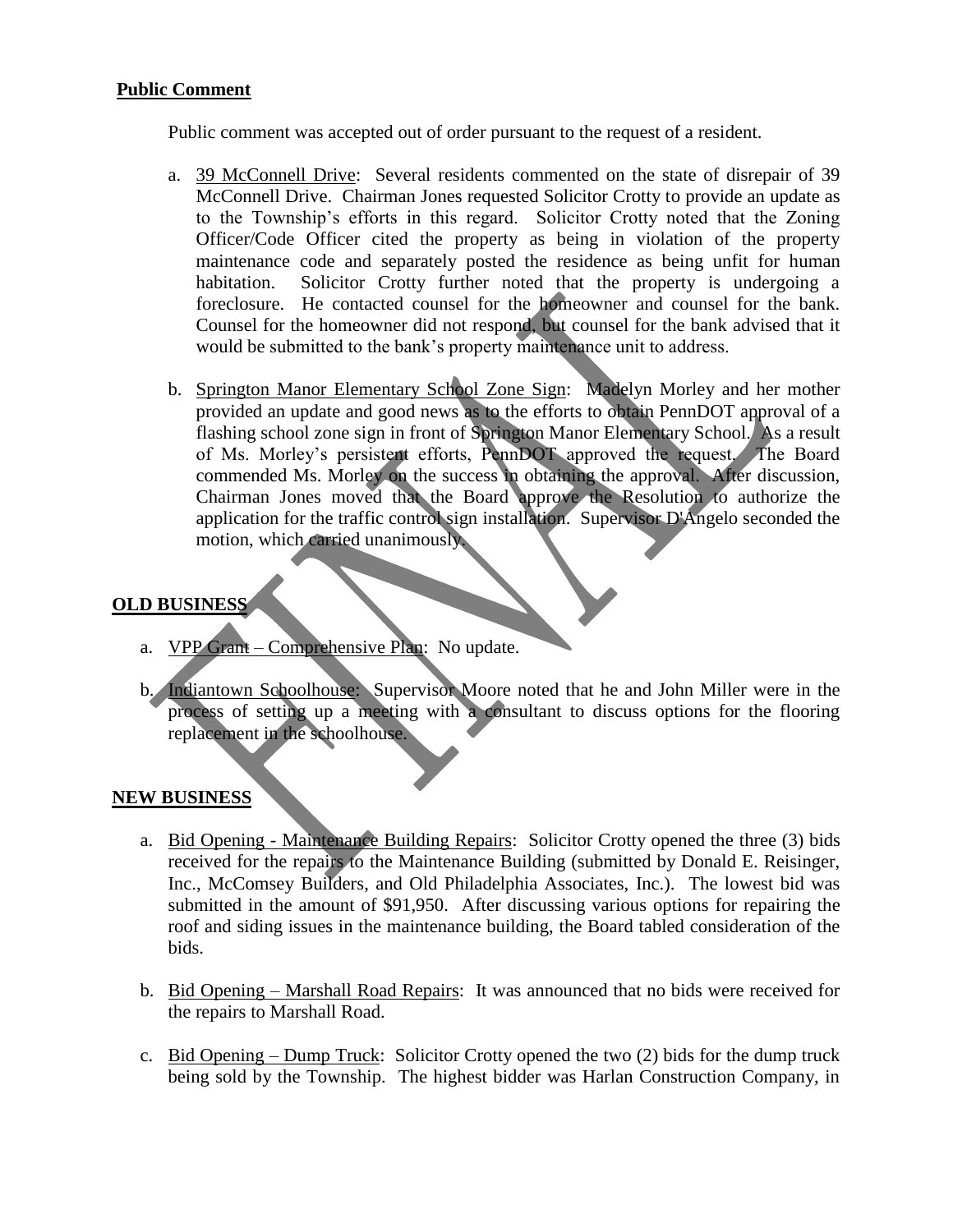**Public Comment**

Public comment was accepted out of order pursuant to the request of a resident.

a. 39 McConnell Drive: Several residents commented on the state of disrepair of 39 McConnell Drive. Chairman Jones requested Solicitor Crotty to provide an update as to the Township's efforts in this regard. Solicitor Crotty noted that the Zoning Officer/Code Officer cited the property as being in violation of the property maintenance code and separately posted the residence as being unfit for human habitation. Solicitor Crotty further noted that the property is undergoing a foreclosure. He contacted counsel for the homeowner and counsel for the bank. Counsel for the homeowner did not respond, but counsel for the bank advised that it would be submitted to the bank's property maintenance unit to address.

b. Springton Manor Elementary School Zone Sign: Madelyn Morley and her mother provided an update and good news as to the efforts to obtain PennDOT approval of a flashing school zone sign in front of Springton Manor Elementary School. As a result of Ms. Morley's persistent efforts, PennDOT approved the request. The Board commended Ms. Morley on the success in obtaining the approval. After discussion, Chairman Jones moved that the Board approve the Resolution to authorize the application for the traffic control sign installation. Supervisor D'Angelo seconded the motion, which carried unanimously.

**OLD BUSINESS**

a. VPP Grant – Comprehensive Plan: No update.

b. Indiantown Schoolhouse: Supervisor Moore noted that he and John Miller were in the process of setting up a meeting with a consultant to discuss options for the flooring replacement in the schoolhouse.

**NEW BUSINESS**

a. Bid Opening - Maintenance Building Repairs: Solicitor Crotty opened the three (3) bids received for the repairs to the Maintenance Building (submitted by Donald E. Reisinger, Inc., McComsey Builders, and Old Philadelphia Associates, Inc.). The lowest bid was submitted in the amount of $91,950. After discussing various options for repairing the roof and siding issues in the maintenance building, the Board tabled consideration of the bids.

b. Bid Opening – Marshall Road Repairs: It was announced that no bids were received for the repairs to Marshall Road.

c. Bid Opening – Dump Truck: Solicitor Crotty opened the two (2) bids for the dump truck being sold by the Township. The highest bidder was Harlan Construction Company, in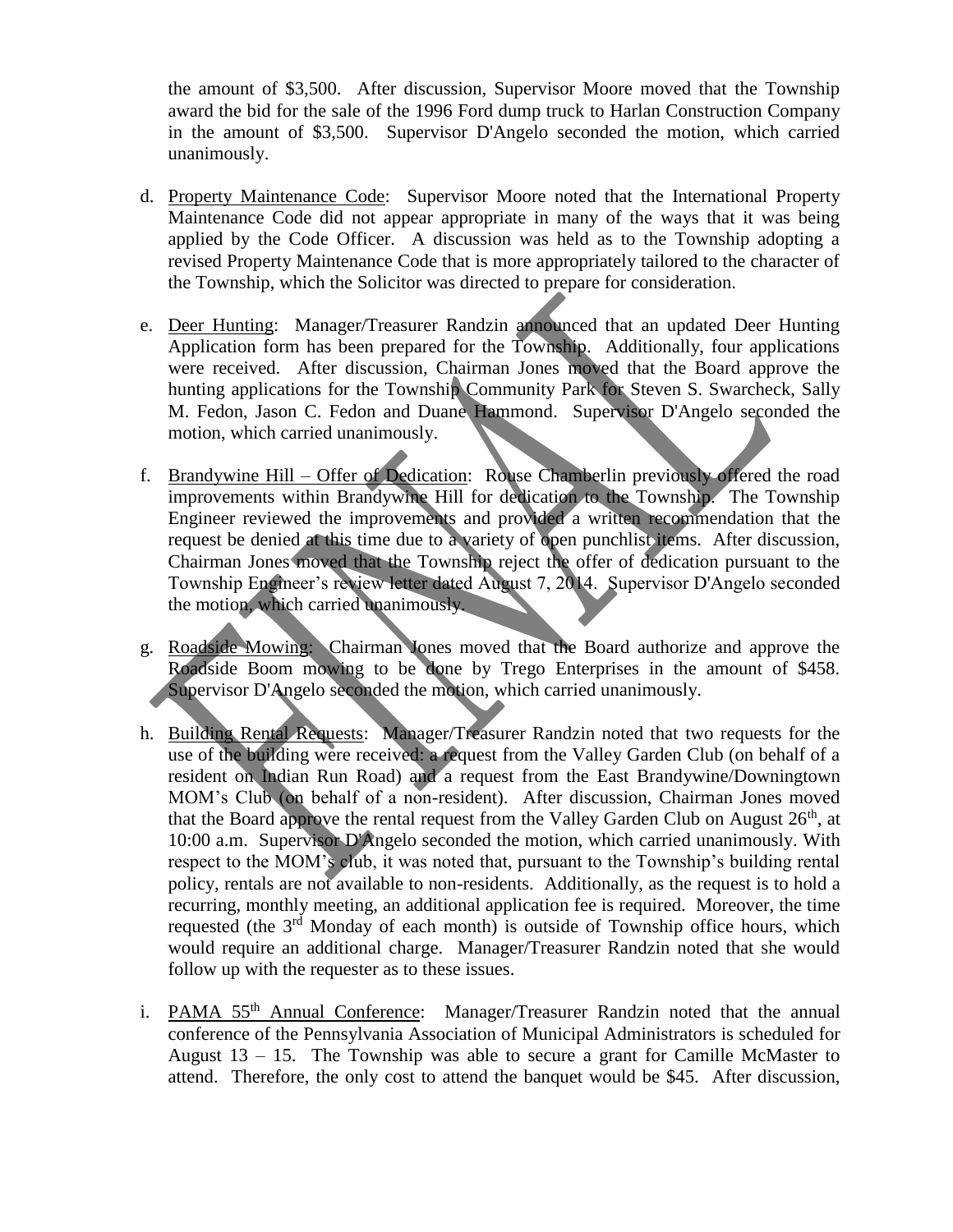the amount of $3,500. After discussion, Supervisor Moore moved that the Township award the bid for the sale of the 1996 Ford dump truck to Harlan Construction Company in the amount of $3,500. Supervisor D'Angelo seconded the motion, which carried unanimously.

d. Property Maintenance Code: Supervisor Moore noted that the International Property Maintenance Code did not appear appropriate in many of the ways that it was being applied by the Code Officer. A discussion was held as to the Township adopting a revised Property Maintenance Code that is more appropriately tailored to the character of the Township, which the Solicitor was directed to prepare for consideration.

e. Deer Hunting: Manager/Treasurer Randzin announced that an updated Deer Hunting Application form has been prepared for the Township. Additionally, four applications were received. After discussion, Chairman Jones moved that the Board approve the hunting applications for the Township Community Park for Steven S. Swarcheck, Sally M. Fedon, Jason C. Fedon and Duane Hammond. Supervisor D'Angelo seconded the motion, which carried unanimously.

f. Brandywine Hill – Offer of Dedication: Rouse Chamberlin previously offered the road improvements within Brandywine Hill for dedication to the Township. The Township Engineer reviewed the improvements and provided a written recommendation that the request be denied at this time due to a variety of open punchlist items. After discussion, Chairman Jones moved that the Township reject the offer of dedication pursuant to the Township Engineer's review letter dated August 7, 2014. Supervisor D'Angelo seconded the motion, which carried unanimously.

g. Roadside Mowing: Chairman Jones moved that the Board authorize and approve the Roadside Boom mowing to be done by Trego Enterprises in the amount of $458. Supervisor D'Angelo seconded the motion, which carried unanimously.

h. Building Rental Requests: Manager/Treasurer Randzin noted that two requests for the use of the building were received: a request from the Valley Garden Club (on behalf of a resident on Indian Run Road) and a request from the East Brandywine/Downingtown MOM's Club (on behalf of a non-resident). After discussion, Chairman Jones moved that the Board approve the rental request from the Valley Garden Club on August 26th, at 10:00 a.m. Supervisor D'Angelo seconded the motion, which carried unanimously. With respect to the MOM's club, it was noted that, pursuant to the Township's building rental policy, rentals are not available to non-residents. Additionally, as the request is to hold a recurring, monthly meeting, an additional application fee is required. Moreover, the time requested (the 3rd Monday of each month) is outside of Township office hours, which would require an additional charge. Manager/Treasurer Randzin noted that she would follow up with the requester as to these issues.

i. PAMA 55th Annual Conference: Manager/Treasurer Randzin noted that the annual conference of the Pennsylvania Association of Municipal Administrators is scheduled for August 13 – 15. The Township was able to secure a grant for Camille McMaster to attend. Therefore, the only cost to attend the banquet would be $45. After discussion,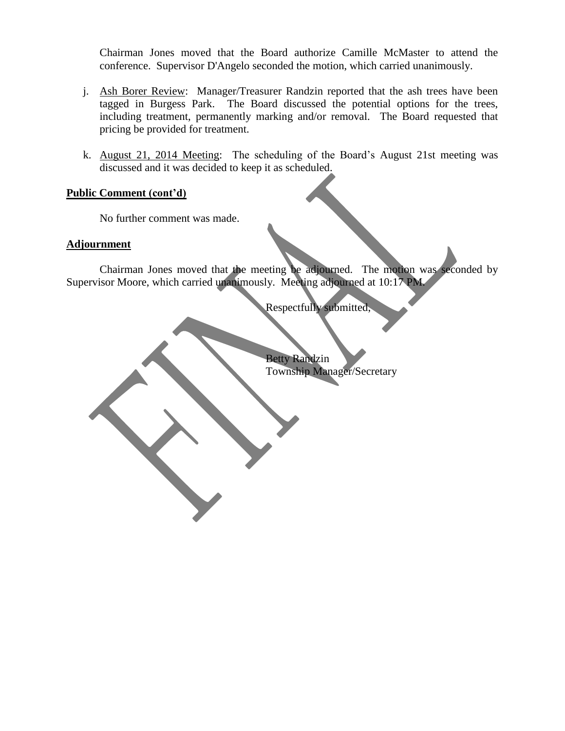Chairman Jones moved that the Board authorize Camille McMaster to attend the conference. Supervisor D'Angelo seconded the motion, which carried unanimously.

j. Ash Borer Review: Manager/Treasurer Randzin reported that the ash trees have been tagged in Burgess Park. The Board discussed the potential options for the trees, including treatment, permanently marking and/or removal. The Board requested that pricing be provided for treatment.

k. August 21, 2014 Meeting: The scheduling of the Board's August 21st meeting was discussed and it was decided to keep it as scheduled.

**Public Comment (cont'd)**

No further comment was made.

**Adjournment**

Chairman Jones moved that the meeting be adjourned. The motion was seconded by Supervisor Moore, which carried unanimously. Meeting adjourned at 10:17 PM.

Respectfully submitted,

Betty Randzin
Township Manager/Secretary

FINAL